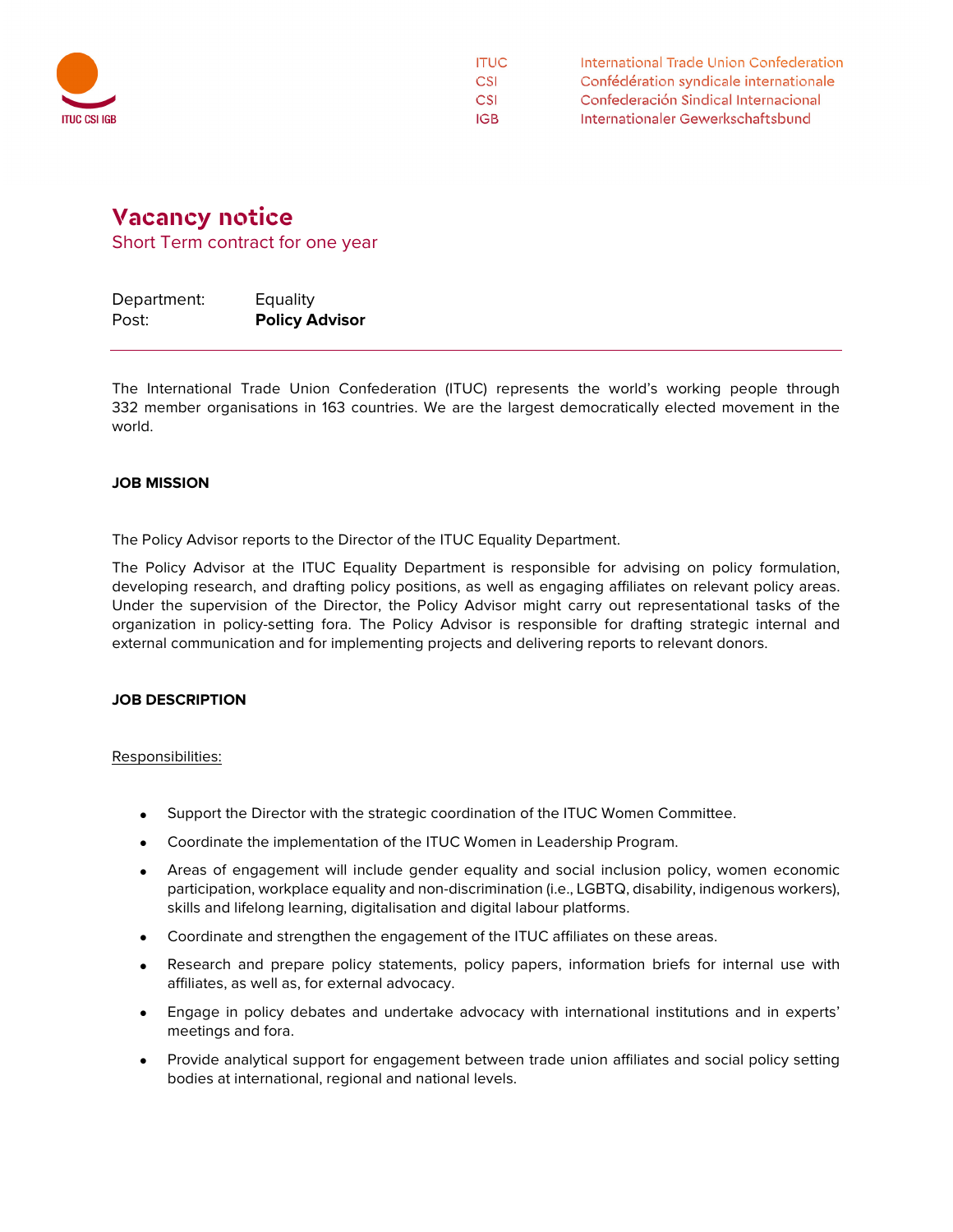ITUC International Trade Union Confederation
CSI Confédération syndicale internationale
CSI Confederación Sindical Internacional
IGB Internationaler Gewerkschaftsbund

# Vacancy notice

Short Term contract for one year

Department: Equality
Post: **Policy Advisor**

---

The International Trade Union Confederation (ITUC) represents the world's working people through 332 member organisations in 163 countries. We are the largest democratically elected movement in the world.

**JOB MISSION**

The Policy Advisor reports to the Director of the ITUC Equality Department.

The Policy Advisor at the ITUC Equality Department is responsible for advising on policy formulation, developing research, and drafting policy positions, as well as engaging affiliates on relevant policy areas. Under the supervision of the Director, the Policy Advisor might carry out representational tasks of the organization in policy-setting fora. The Policy Advisor is responsible for drafting strategic internal and external communication and for implementing projects and delivering reports to relevant donors.

**JOB DESCRIPTION**

Responsibilities:

- Support the Director with the strategic coordination of the ITUC Women Committee.
- Coordinate the implementation of the ITUC Women in Leadership Program.
- Areas of engagement will include gender equality and social inclusion policy, women economic participation, workplace equality and non-discrimination (i.e., LGBTQ, disability, indigenous workers), skills and lifelong learning, digitalisation and digital labour platforms.
- Coordinate and strengthen the engagement of the ITUC affiliates on these areas.
- Research and prepare policy statements, policy papers, information briefs for internal use with affiliates, as well as, for external advocacy.
- Engage in policy debates and undertake advocacy with international institutions and in experts' meetings and fora.
- Provide analytical support for engagement between trade union affiliates and social policy setting bodies at international, regional and national levels.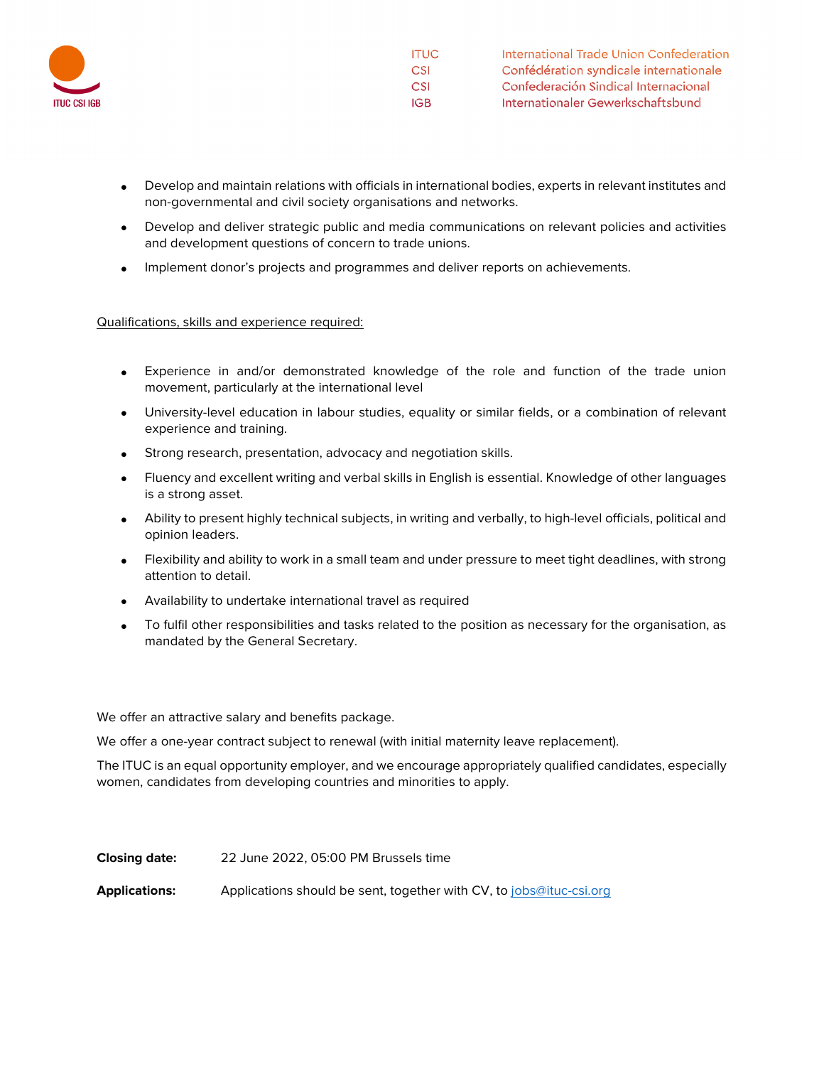- Develop and maintain relations with officials in international bodies, experts in relevant institutes and non-governmental and civil society organisations and networks.
- Develop and deliver strategic public and media communications on relevant policies and activities and development questions of concern to trade unions.
- Implement donor's projects and programmes and deliver reports on achievements.

Qualifications, skills and experience required:

- Experience in and/or demonstrated knowledge of the role and function of the trade union movement, particularly at the international level
- University-level education in labour studies, equality or similar fields, or a combination of relevant experience and training.
- Strong research, presentation, advocacy and negotiation skills.
- Fluency and excellent writing and verbal skills in English is essential. Knowledge of other languages is a strong asset.
- Ability to present highly technical subjects, in writing and verbally, to high-level officials, political and opinion leaders.
- Flexibility and ability to work in a small team and under pressure to meet tight deadlines, with strong attention to detail.
- Availability to undertake international travel as required
- To fulfil other responsibilities and tasks related to the position as necessary for the organisation, as mandated by the General Secretary.

We offer an attractive salary and benefits package.

We offer a one-year contract subject to renewal (with initial maternity leave replacement).

The ITUC is an equal opportunity employer, and we encourage appropriately qualified candidates, especially women, candidates from developing countries and minorities to apply.

**Closing date:** 22 June 2022, 05:00 PM Brussels time

**Applications:** Applications should be sent, together with CV, to jobs@ituc-csi.org